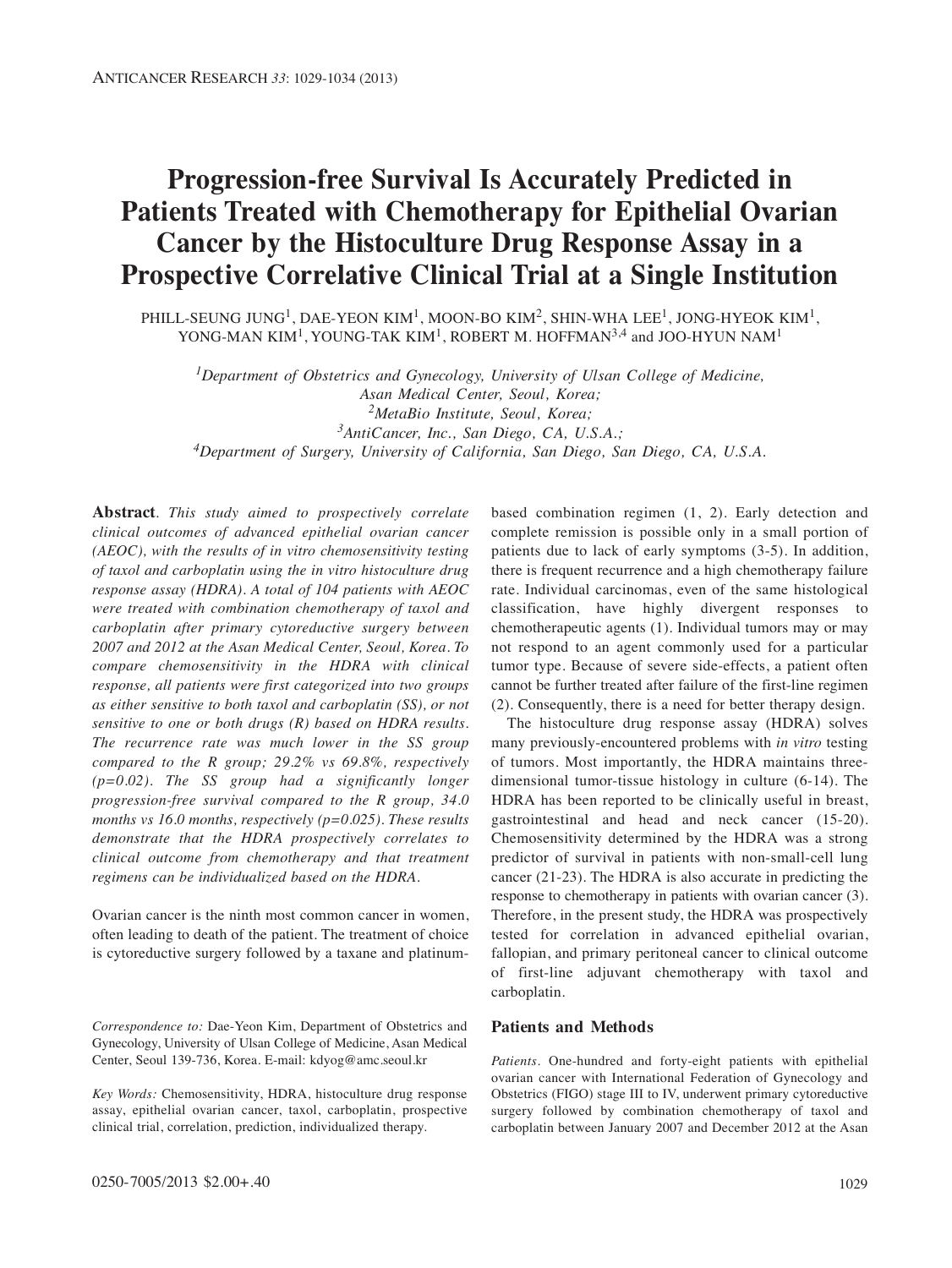# Progression-free Survival Is Accurately Predicted in Patients Treated with Chemotherapy for Epithelial Ovarian Cancer by the Histoculture Drug Response Assay in a Prospective Correlative Clinical Trial at a Single Institution

PHILL-SEUNG JUNG[1], DAE-YEON KIM[1], MOON-BO KIM[2], SHIN-WHA LEE[1], JONG-HYEOK KIM[1], YONG-MAN KIM[1], YOUNG-TAK KIM[1], ROBERT M. HOFFMAN[3,4] and JOO-HYUN NAM[1]

*[1]Department of Obstetrics and Gynecology, University of Ulsan College of Medicine, Asan Medical Center, Seoul, Korea;*
*[2]MetaBio Institute, Seoul, Korea;*
*[3]AntiCancer, Inc., San Diego, CA, U.S.A.;*
*[4]Department of Surgery, University of California, San Diego, San Diego, CA, U.S.A.*

**Abstract**. *This study aimed to prospectively correlate clinical outcomes of advanced epithelial ovarian cancer (AEOC), with the results of in vitro chemosensitivity testing of taxol and carboplatin using the in vitro histoculture drug response assay (HDRA). A total of 104 patients with AEOC were treated with combination chemotherapy of taxol and carboplatin after primary cytoreductive surgery between 2007 and 2012 at the Asan Medical Center, Seoul, Korea. To compare chemosensitivity in the HDRA with clinical response, all patients were first categorized into two groups as either sensitive to both taxol and carboplatin (SS), or not sensitive to one or both drugs (R) based on HDRA results. The recurrence rate was much lower in the SS group compared to the R group; 29.2% vs 69.8%, respectively (p=0.02). The SS group had a significantly longer progression-free survival compared to the R group, 34.0 months vs 16.0 months, respectively (p=0.025). These results demonstrate that the HDRA prospectively correlates to clinical outcome from chemotherapy and that treatment regimens can be individualized based on the HDRA.*

Ovarian cancer is the ninth most common cancer in women, often leading to death of the patient. The treatment of choice is cytoreductive surgery followed by a taxane and platinum-based combination regimen (1, 2). Early detection and complete remission is possible only in a small portion of patients due to lack of early symptoms (3-5). In addition, there is frequent recurrence and a high chemotherapy failure rate. Individual carcinomas, even of the same histological classification, have highly divergent responses to chemotherapeutic agents (1). Individual tumors may or may not respond to an agent commonly used for a particular tumor type. Because of severe side-effects, a patient often cannot be further treated after failure of the first-line regimen (2). Consequently, there is a need for better therapy design.

The histoculture drug response assay (HDRA) solves many previously-encountered problems with *in vitro* testing of tumors. Most importantly, the HDRA maintains three-dimensional tumor-tissue histology in culture (6-14). The HDRA has been reported to be clinically useful in breast, gastrointestinal and head and neck cancer (15-20). Chemosensitivity determined by the HDRA was a strong predictor of survival in patients with non-small-cell lung cancer (21-23). The HDRA is also accurate in predicting the response to chemotherapy in patients with ovarian cancer (3). Therefore, in the present study, the HDRA was prospectively tested for correlation in advanced epithelial ovarian, fallopian, and primary peritoneal cancer to clinical outcome of first-line adjuvant chemotherapy with taxol and carboplatin.

*Correspondence to:* Dae-Yeon Kim, Department of Obstetrics and Gynecology, University of Ulsan College of Medicine, Asan Medical Center, Seoul 139-736, Korea. E-mail: kdyog@amc.seoul.kr

*Key Words:* Chemosensitivity, HDRA, histoculture drug response assay, epithelial ovarian cancer, taxol, carboplatin, prospective clinical trial, correlation, prediction, individualized therapy.

## Patients and Methods

*Patients*. One-hundred and forty-eight patients with epithelial ovarian cancer with International Federation of Gynecology and Obstetrics (FIGO) stage III to IV, underwent primary cytoreductive surgery followed by combination chemotherapy of taxol and carboplatin between January 2007 and December 2012 at the Asan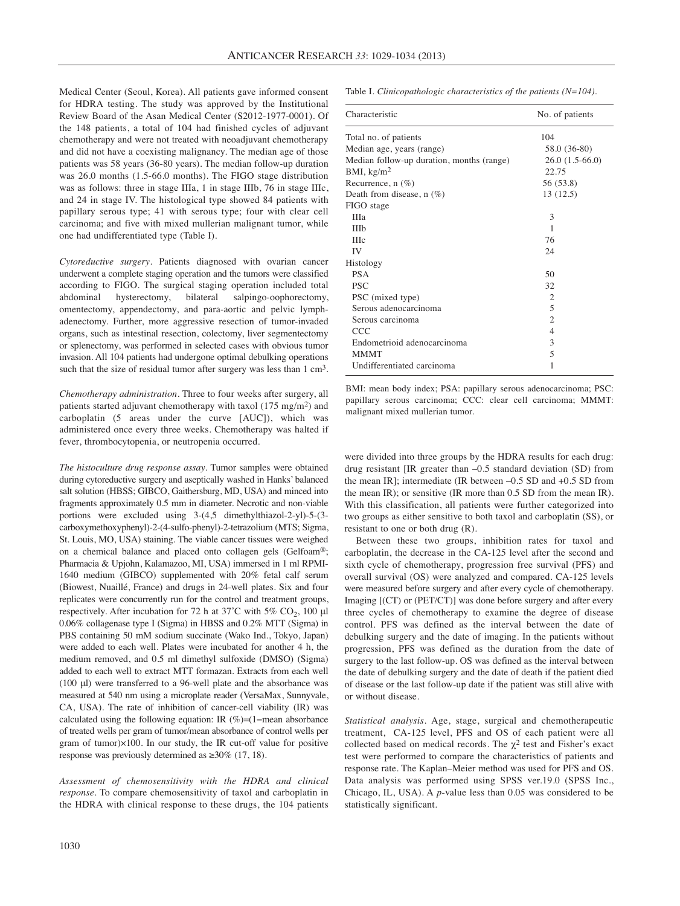Medical Center (Seoul, Korea). All patients gave informed consent for HDRA testing. The study was approved by the Institutional Review Board of the Asan Medical Center (S2012-1977-0001). Of the 148 patients, a total of 104 had finished cycles of adjuvant chemotherapy and were not treated with neoadjuvant chemotherapy and did not have a coexisting malignancy. The median age of those patients was 58 years (36-80 years). The median follow-up duration was 26.0 months (1.5-66.0 months). The FIGO stage distribution was as follows: three in stage IIIa, 1 in stage IIIb, 76 in stage IIIc, and 24 in stage IV. The histological type showed 84 patients with papillary serous type; 41 with serous type; four with clear cell carcinoma; and five with mixed mullerian malignant tumor, while one had undifferentiated type (Table I).

*Cytoreductive surgery*. Patients diagnosed with ovarian cancer underwent a complete staging operation and the tumors were classified according to FIGO. The surgical staging operation included total abdominal hysterectomy, bilateral salpingo-oophorectomy, omentectomy, appendectomy, and para-aortic and pelvic lymph-adenectomy. Further, more aggressive resection of tumor-invaded organs, such as intestinal resection, colectomy, liver segmentectomy or splenectomy, was performed in selected cases with obvious tumor invasion. All 104 patients had undergone optimal debulking operations such that the size of residual tumor after surgery was less than 1 $cm^3$.

*Chemotherapy administration*. Three to four weeks after surgery, all patients started adjuvant chemotherapy with taxol (175 $mg/m^2$) and carboplatin (5 areas under the curve [AUC]), which was administered once every three weeks. Chemotherapy was halted if fever, thrombocytopenia, or neutropenia occurred.

*The histoculture drug response assay*. Tumor samples were obtained during cytoreductive surgery and aseptically washed in Hanks' balanced salt solution (HBSS; GIBCO, Gaithersburg, MD, USA) and minced into fragments approximately 0.5 mm in diameter. Necrotic and non-viable portions were excluded using 3-(4,5 dimethylthiazol-2-yl)-5-(3-carboxymethoxyphenyl)-2-(4-sulfo-phenyl)-2-tetrazolium (MTS; Sigma, St. Louis, MO, USA) staining. The viable cancer tissues were weighed on a chemical balance and placed onto collagen gels (Gelfoam®; Pharmacia & Upjohn, Kalamazoo, MI, USA) immersed in 1 ml RPMI-1640 medium (GIBCO) supplemented with 20% fetal calf serum (Biowest, Nuaillé, France) and drugs in 24-well plates. Six and four replicates were concurrently run for the control and treatment groups, respectively. After incubation for 72 h at 37˚C with 5% $CO_2$, 100 µl 0.06% collagenase type I (Sigma) in HBSS and 0.2% MTT (Sigma) in PBS containing 50 mM sodium succinate (Wako Ind., Tokyo, Japan) were added to each well. Plates were incubated for another 4 h, the medium removed, and 0.5 ml dimethyl sulfoxide (DMSO) (Sigma) added to each well to extract MTT formazan. Extracts from each well (100 µl) were transferred to a 96-well plate and the absorbance was measured at 540 nm using a microplate reader (VersaMax, Sunnyvale, CA, USA). The rate of inhibition of cancer-cell viability (IR) was calculated using the following equation: IR (%)=(1−mean absorbance of treated wells per gram of tumor/mean absorbance of control wells per gram of tumor)×100. In our study, the IR cut-off value for positive response was previously determined as ≥30% (17, 18).

*Assessment of chemosensitivity with the HDRA and clinical response*. To compare chemosensitivity of taxol and carboplatin in the HDRA with clinical response to these drugs, the 104 patients were divided into three groups by the HDRA results for each drug: drug resistant [IR greater than –0.5 standard deviation (SD) from the mean IR]; intermediate (IR between –0.5 SD and +0.5 SD from the mean IR); or sensitive (IR more than 0.5 SD from the mean IR). With this classification, all patients were further categorized into two groups as either sensitive to both taxol and carboplatin (SS), or resistant to one or both drug (R).

Between these two groups, inhibition rates for taxol and carboplatin, the decrease in the CA-125 level after the second and sixth cycle of chemotherapy, progression free survival (PFS) and overall survival (OS) were analyzed and compared. CA-125 levels were measured before surgery and after every cycle of chemotherapy. Imaging [(CT) or (PET/CT)] was done before surgery and after every three cycles of chemotherapy to examine the degree of disease control. PFS was defined as the interval between the date of debulking surgery and the date of imaging. In the patients without progression, PFS was defined as the duration from the date of surgery to the last follow-up. OS was defined as the interval between the date of debulking surgery and the date of death if the patient died of disease or the last follow-up date if the patient was still alive with or without disease.

*Statistical analysis*. Age, stage, surgical and chemotherapeutic treatment, CA-125 level, PFS and OS of each patient were all collected based on medical records. The $\chi^2$ test and Fisher's exact test were performed to compare the characteristics of patients and response rate. The Kaplan–Meier method was used for PFS and OS. Data analysis was performed using SPSS ver.19.0 (SPSS Inc., Chicago, IL, USA). A *p*-value less than 0.05 was considered to be statistically significant.

Table I. *Clinicopathologic characteristics of the patients (N=104).*

| Characteristic | No. of patients |
|---|---|
| Total no. of patients | 104 |
| Median age, years (range) | 58.0 (36-80) |
| Median follow-up duration, months (range) | 26.0 (1.5-66.0) |
| BMI, $kg/m^2$ | 22.75 |
| Recurrence, n (%) | 56 (53.8) |
| Death from disease, n (%) | 13 (12.5) |
| FIGO stage | |
| IIIa | 3 |
| IIIb | 1 |
| IIIc | 76 |
| IV | 24 |
| Histology | |
| PSA | 50 |
| PSC | 32 |
| PSC (mixed type) | 2 |
| Serous adenocarcinoma | 5 |
| Serous carcinoma | 2 |
| CCC | 4 |
| Endometrioid adenocarcinoma | 3 |
| MMMT | 5 |
| Undifferentiated carcinoma | 1 |

BMI: mean body index; PSA: papillary serous adenocarcinoma; PSC: papillary serous carcinoma; CCC: clear cell carcinoma; MMMT: malignant mixed mullerian tumor.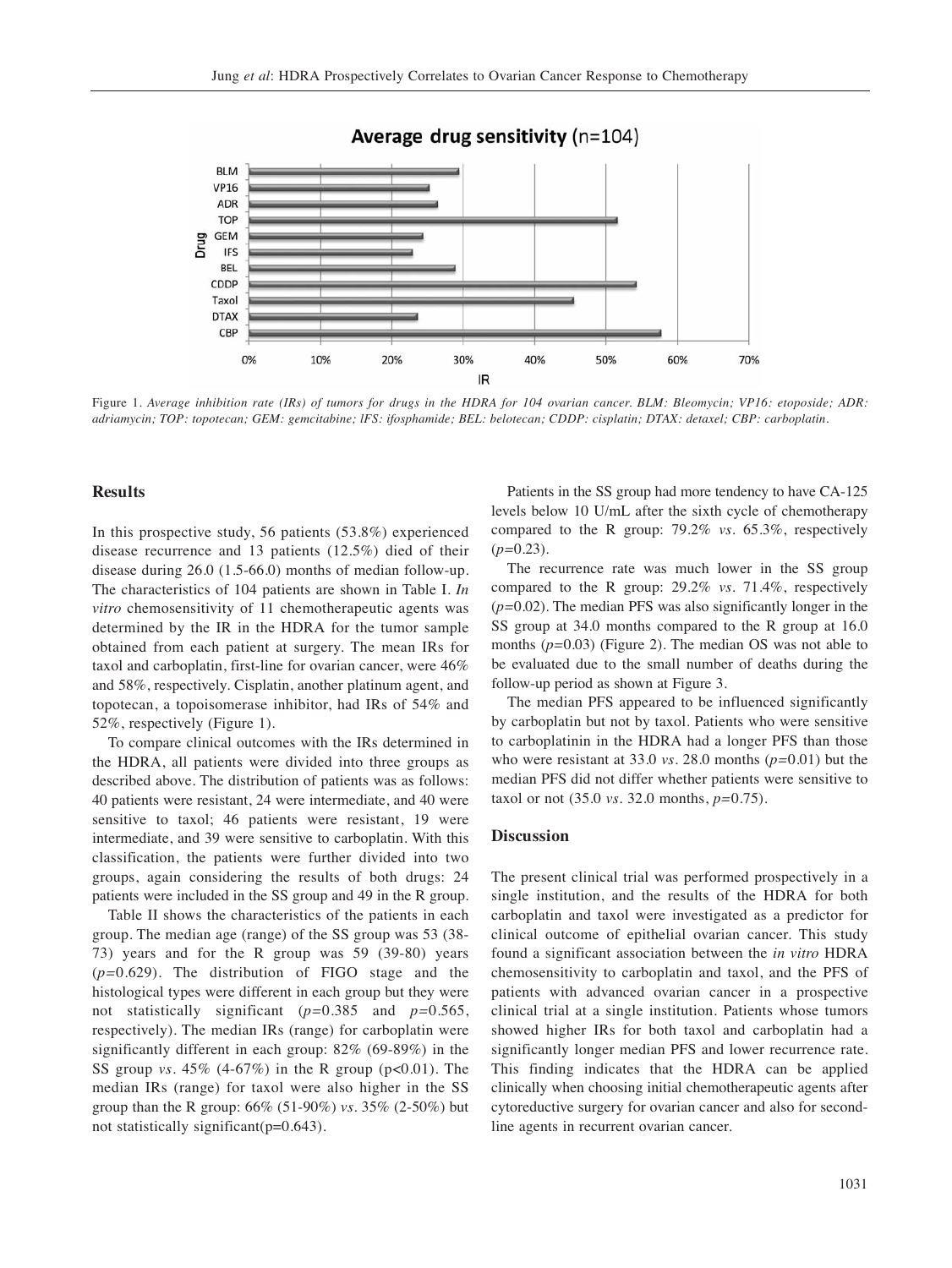Figure 1. *Average inhibition rate (IRs) of tumors for drugs in the HDRA for 104 ovarian cancer. BLM: Bleomycin; VP16: etoposide; ADR: adriamycin; TOP: topotecan; GEM: gemcitabine; IFS: ifosphamide; BEL: belotecan; CDDP: cisplatin; DTAX: detaxel; CBP: carboplatin.*

## Results

In this prospective study, 56 patients (53.8%) experienced disease recurrence and 13 patients (12.5%) died of their disease during 26.0 (1.5-66.0) months of median follow-up. The characteristics of 104 patients are shown in Table I. *In vitro* chemosensitivity of 11 chemotherapeutic agents was determined by the IR in the HDRA for the tumor sample obtained from each patient at surgery. The mean IRs for taxol and carboplatin, first-line for ovarian cancer, were 46% and 58%, respectively. Cisplatin, another platinum agent, and topotecan, a topoisomerase inhibitor, had IRs of 54% and 52%, respectively (Figure 1).

To compare clinical outcomes with the IRs determined in the HDRA, all patients were divided into three groups as described above. The distribution of patients was as follows: 40 patients were resistant, 24 were intermediate, and 40 were sensitive to taxol; 46 patients were resistant, 19 were intermediate, and 39 were sensitive to carboplatin. With this classification, the patients were further divided into two groups, again considering the results of both drugs: 24 patients were included in the SS group and 49 in the R group.

Table II shows the characteristics of the patients in each group. The median age (range) of the SS group was 53 (38-73) years and for the R group was 59 (39-80) years ($p$=0.629). The distribution of FIGO stage and the histological types were different in each group but they were not statistically significant ($p$=0.385 and $p$=0.565, respectively). The median IRs (range) for carboplatin were significantly different in each group: 82% (69-89%) in the SS group *vs*. 45% (4-67%) in the R group ($p$<0.01). The median IRs (range) for taxol were also higher in the SS group than the R group: 66% (51-90%) *vs*. 35% (2-50%) but not statistically significant($p$=0.643).

Patients in the SS group had more tendency to have CA-125 levels below 10 U/mL after the sixth cycle of chemotherapy compared to the R group: 79.2% *vs*. 65.3%, respectively ($p$=0.23).

The recurrence rate was much lower in the SS group compared to the R group: 29.2% *vs*. 71.4%, respectively ($p$=0.02). The median PFS was also significantly longer in the SS group at 34.0 months compared to the R group at 16.0 months ($p$=0.03) (Figure 2). The median OS was not able to be evaluated due to the small number of deaths during the follow-up period as shown at Figure 3.

The median PFS appeared to be influenced significantly by carboplatin but not by taxol. Patients who were sensitive to carboplatinin in the HDRA had a longer PFS than those who were resistant at 33.0 *vs*. 28.0 months ($p$=0.01) but the median PFS did not differ whether patients were sensitive to taxol or not (35.0 *vs*. 32.0 months, $p$=0.75).

## Discussion

The present clinical trial was performed prospectively in a single institution, and the results of the HDRA for both carboplatin and taxol were investigated as a predictor for clinical outcome of epithelial ovarian cancer. This study found a significant association between the *in vitro* HDRA chemosensitivity to carboplatin and taxol, and the PFS of patients with advanced ovarian cancer in a prospective clinical trial at a single institution. Patients whose tumors showed higher IRs for both taxol and carboplatin had a significantly longer median PFS and lower recurrence rate. This finding indicates that the HDRA can be applied clinically when choosing initial chemotherapeutic agents after cytoreductive surgery for ovarian cancer and also for second-line agents in recurrent ovarian cancer.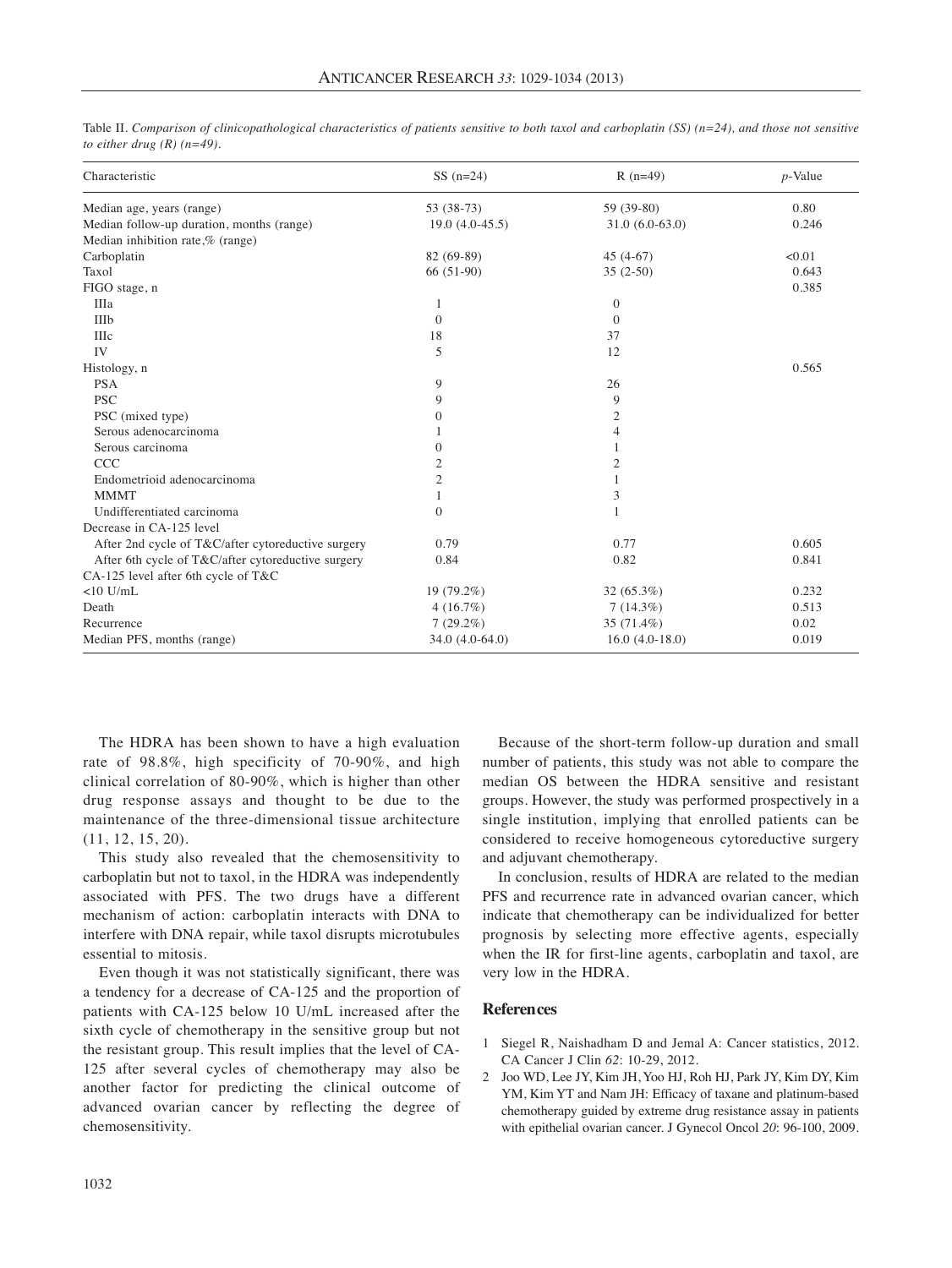Table II. *Comparison of clinicopathological characteristics of patients sensitive to both taxol and carboplatin (SS) (n=24), and those not sensitive to either drug (R) (n=49).*

| Characteristic | SS (n=24) | R (n=49) | *p*-Value |
|---|---|---|---|
| Median age, years (range) | 53 (38-73) | 59 (39-80) | 0.80 |
| Median follow-up duration, months (range) | 19.0 (4.0-45.5) | 31.0 (6.0-63.0) | 0.246 |
| Median inhibition rate,% (range) | | | |
| Carboplatin | 82 (69-89) | 45 (4-67) | <0.01 |
| Taxol | 66 (51-90) | 35 (2-50) | 0.643 |
| FIGO stage, n | | | 0.385 |
| IIIa | 1 | 0 | |
| IIIb | 0 | 0 | |
| IIIc | 18 | 37 | |
| IV | 5 | 12 | |
| Histology, n | | | 0.565 |
| PSA | 9 | 26 | |
| PSC | 9 | 9 | |
| PSC (mixed type) | 0 | 2 | |
| Serous adenocarcinoma | 1 | 4 | |
| Serous carcinoma | 0 | 1 | |
| CCC | 2 | 2 | |
| Endometrioid adenocarcinoma | 2 | 1 | |
| MMMT | 1 | 3 | |
| Undifferentiated carcinoma | 0 | 1 | |
| Decrease in CA-125 level | | | |
| After 2nd cycle of T&C/after cytoreductive surgery | 0.79 | 0.77 | 0.605 |
| After 6th cycle of T&C/after cytoreductive surgery | 0.84 | 0.82 | 0.841 |
| CA-125 level after 6th cycle of T&C | | | |
| <10 U/mL | 19 (79.2%) | 32 (65.3%) | 0.232 |
| Death | 4 (16.7%) | 7 (14.3%) | 0.513 |
| Recurrence | 7 (29.2%) | 35 (71.4%) | 0.02 |
| Median PFS, months (range) | 34.0 (4.0-64.0) | 16.0 (4.0-18.0) | 0.019 |

The HDRA has been shown to have a high evaluation rate of 98.8%, high specificity of 70-90%, and high clinical correlation of 80-90%, which is higher than other drug response assays and thought to be due to the maintenance of the three-dimensional tissue architecture (11, 12, 15, 20).

This study also revealed that the chemosensitivity to carboplatin but not to taxol, in the HDRA was independently associated with PFS. The two drugs have a different mechanism of action: carboplatin interacts with DNA to interfere with DNA repair, while taxol disrupts microtubules essential to mitosis.

Even though it was not statistically significant, there was a tendency for a decrease of CA-125 and the proportion of patients with CA-125 below 10 U/mL increased after the sixth cycle of chemotherapy in the sensitive group but not the resistant group. This result implies that the level of CA-125 after several cycles of chemotherapy may also be another factor for predicting the clinical outcome of advanced ovarian cancer by reflecting the degree of chemosensitivity.

Because of the short-term follow-up duration and small number of patients, this study was not able to compare the median OS between the HDRA sensitive and resistant groups. However, the study was performed prospectively in a single institution, implying that enrolled patients can be considered to receive homogeneous cytoreductive surgery and adjuvant chemotherapy.

In conclusion, results of HDRA are related to the median PFS and recurrence rate in advanced ovarian cancer, which indicate that chemotherapy can be individualized for better prognosis by selecting more effective agents, especially when the IR for first-line agents, carboplatin and taxol, are very low in the HDRA.

## References

1. Siegel R, Naishadham D and Jemal A: Cancer statistics, 2012. CA Cancer J Clin *62*: 10-29, 2012.
2. Joo WD, Lee JY, Kim JH, Yoo HJ, Roh HJ, Park JY, Kim DY, Kim YM, Kim YT and Nam JH: Efficacy of taxane and platinum-based chemotherapy guided by extreme drug resistance assay in patients with epithelial ovarian cancer. J Gynecol Oncol *20*: 96-100, 2009.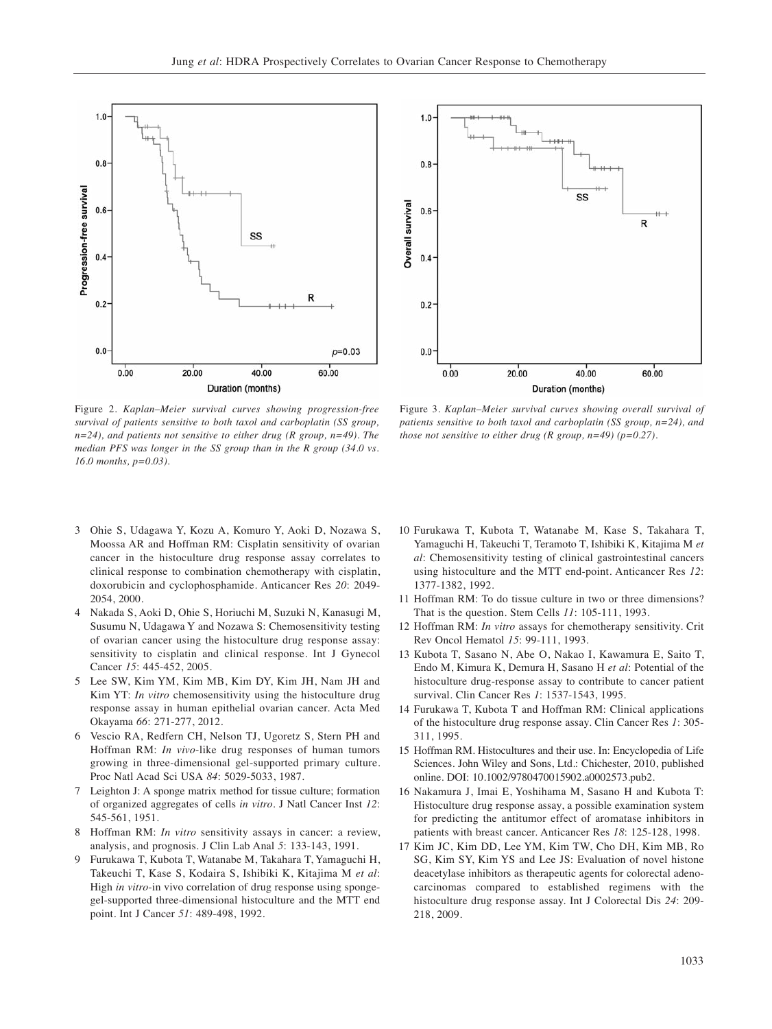Figure 2. *Kaplan–Meier survival curves showing progression-free survival of patients sensitive to both taxol and carboplatin (SS group, n=24), and patients not sensitive to either drug (R group, n=49). The median PFS was longer in the SS group than in the R group (34.0 vs. 16.0 months, p=0.03).*

Figure 3. *Kaplan–Meier survival curves showing overall survival of patients sensitive to both taxol and carboplatin (SS group, n=24), and those not sensitive to either drug (R group, n=49) (p=0.27).*

3 Ohie S, Udagawa Y, Kozu A, Komuro Y, Aoki D, Nozawa S, Moossa AR and Hoffman RM: Cisplatin sensitivity of ovarian cancer in the histoculture drug response assay correlates to clinical response to combination chemotherapy with cisplatin, doxorubicin and cyclophosphamide. Anticancer Res *20*: 2049-2054, 2000.

4 Nakada S, Aoki D, Ohie S, Horiuchi M, Suzuki N, Kanasugi M, Susumu N, Udagawa Y and Nozawa S: Chemosensitivity testing of ovarian cancer using the histoculture drug response assay: sensitivity to cisplatin and clinical response. Int J Gynecol Cancer *15*: 445-452, 2005.

5 Lee SW, Kim YM, Kim MB, Kim DY, Kim JH, Nam JH and Kim YT: *In vitro* chemosensitivity using the histoculture drug response assay in human epithelial ovarian cancer. Acta Med Okayama *66*: 271-277, 2012.

6 Vescio RA, Redfern CH, Nelson TJ, Ugoretz S, Stern PH and Hoffman RM: *In vivo*-like drug responses of human tumors growing in three-dimensional gel-supported primary culture. Proc Natl Acad Sci USA *84*: 5029-5033, 1987.

7 Leighton J: A sponge matrix method for tissue culture; formation of organized aggregates of cells *in vitro*. J Natl Cancer Inst *12*: 545-561, 1951.

8 Hoffman RM: *In vitro* sensitivity assays in cancer: a review, analysis, and prognosis. J Clin Lab Anal *5*: 133-143, 1991.

9 Furukawa T, Kubota T, Watanabe M, Takahara T, Yamaguchi H, Takeuchi T, Kase S, Kodaira S, Ishibiki K, Kitajima M *et al*: High *in vitro*-in vivo correlation of drug response using sponge-gel-supported three-dimensional histoculture and the MTT end point. Int J Cancer *51*: 489-498, 1992.

10 Furukawa T, Kubota T, Watanabe M, Kase S, Takahara T, Yamaguchi H, Takeuchi T, Teramoto T, Ishibiki K, Kitajima M *et al*: Chemosensitivity testing of clinical gastrointestinal cancers using histoculture and the MTT end-point. Anticancer Res *12*: 1377-1382, 1992.

11 Hoffman RM: To do tissue culture in two or three dimensions? That is the question. Stem Cells *11*: 105-111, 1993.

12 Hoffman RM: *In vitro* assays for chemotherapy sensitivity. Crit Rev Oncol Hematol *15*: 99-111, 1993.

13 Kubota T, Sasano N, Abe O, Nakao I, Kawamura E, Saito T, Endo M, Kimura K, Demura H, Sasano H *et al*: Potential of the histoculture drug-response assay to contribute to cancer patient survival. Clin Cancer Res *1*: 1537-1543, 1995.

14 Furukawa T, Kubota T and Hoffman RM: Clinical applications of the histoculture drug response assay. Clin Cancer Res *1*: 305-311, 1995.

15 Hoffman RM. Histocultures and their use. In: Encyclopedia of Life Sciences. John Wiley and Sons, Ltd.: Chichester, 2010, published online. DOI: 10.1002/9780470015902.a0002573.pub2.

16 Nakamura J, Imai E, Yoshihama M, Sasano H and Kubota T: Histoculture drug response assay, a possible examination system for predicting the antitumor effect of aromatase inhibitors in patients with breast cancer. Anticancer Res *18*: 125-128, 1998.

17 Kim JC, Kim DD, Lee YM, Kim TW, Cho DH, Kim MB, Ro SG, Kim SY, Kim YS and Lee JS: Evaluation of novel histone deacetylase inhibitors as therapeutic agents for colorectal adenocarcinomas compared to established regimens with the histoculture drug response assay. Int J Colorectal Dis *24*: 209-218, 2009.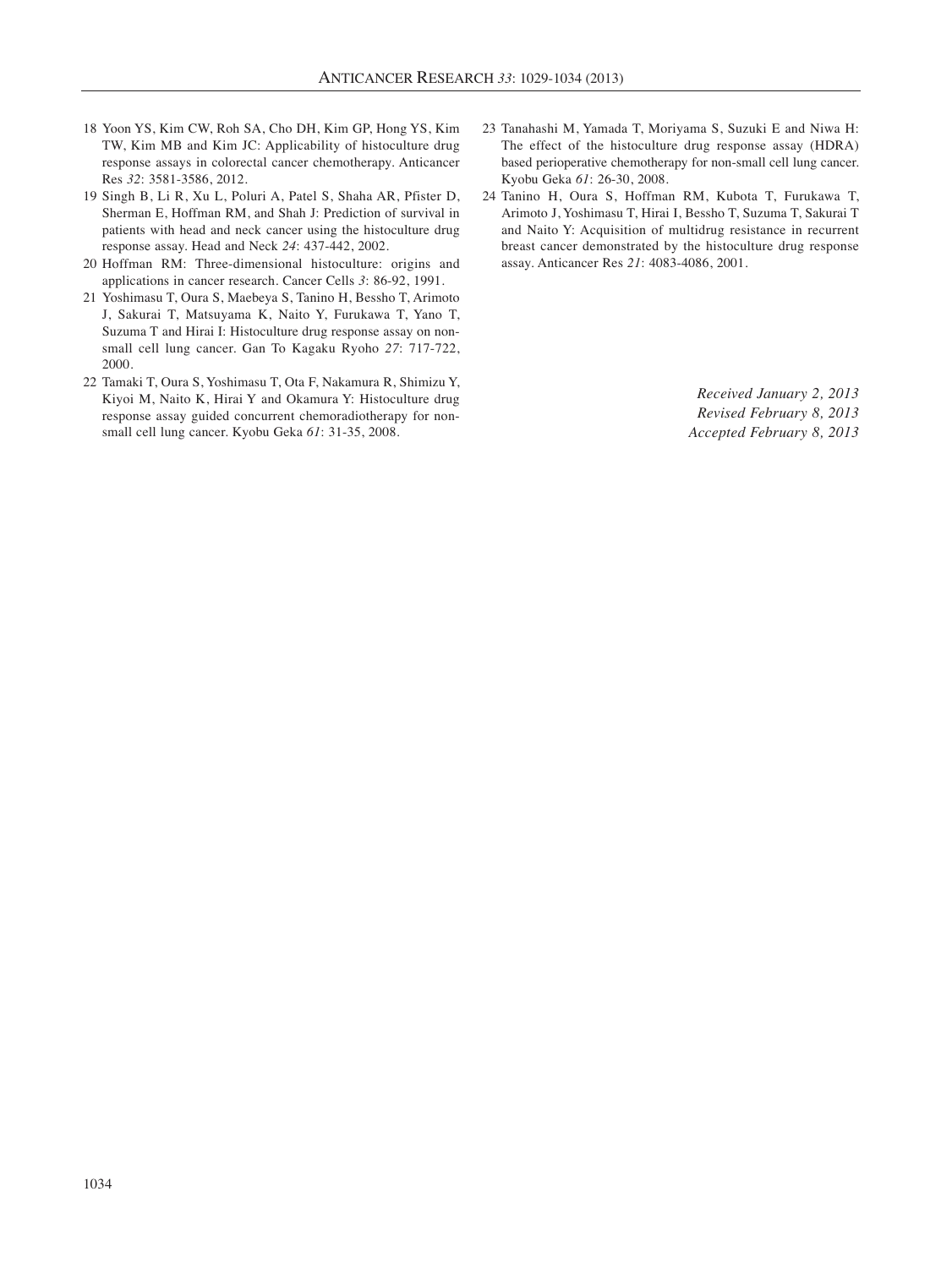18 Yoon YS, Kim CW, Roh SA, Cho DH, Kim GP, Hong YS, Kim TW, Kim MB and Kim JC: Applicability of histoculture drug response assays in colorectal cancer chemotherapy. Anticancer Res *32*: 3581-3586, 2012.

19 Singh B, Li R, Xu L, Poluri A, Patel S, Shaha AR, Pfister D, Sherman E, Hoffman RM, and Shah J: Prediction of survival in patients with head and neck cancer using the histoculture drug response assay. Head and Neck *24*: 437-442, 2002.

20 Hoffman RM: Three-dimensional histoculture: origins and applications in cancer research. Cancer Cells *3*: 86-92, 1991.

21 Yoshimasu T, Oura S, Maebeya S, Tanino H, Bessho T, Arimoto J, Sakurai T, Matsuyama K, Naito Y, Furukawa T, Yano T, Suzuma T and Hirai I: Histoculture drug response assay on non-small cell lung cancer. Gan To Kagaku Ryoho *27*: 717-722, 2000.

22 Tamaki T, Oura S, Yoshimasu T, Ota F, Nakamura R, Shimizu Y, Kiyoi M, Naito K, Hirai Y and Okamura Y: Histoculture drug response assay guided concurrent chemoradiotherapy for non-small cell lung cancer. Kyobu Geka *61*: 31-35, 2008.

23 Tanahashi M, Yamada T, Moriyama S, Suzuki E and Niwa H: The effect of the histoculture drug response assay (HDRA) based perioperative chemotherapy for non-small cell lung cancer. Kyobu Geka *61*: 26-30, 2008.

24 Tanino H, Oura S, Hoffman RM, Kubota T, Furukawa T, Arimoto J, Yoshimasu T, Hirai I, Bessho T, Suzuma T, Sakurai T and Naito Y: Acquisition of multidrug resistance in recurrent breast cancer demonstrated by the histoculture drug response assay. Anticancer Res *21*: 4083-4086, 2001.

*Received January 2, 2013*
*Revised February 8, 2013*
*Accepted February 8, 2013*